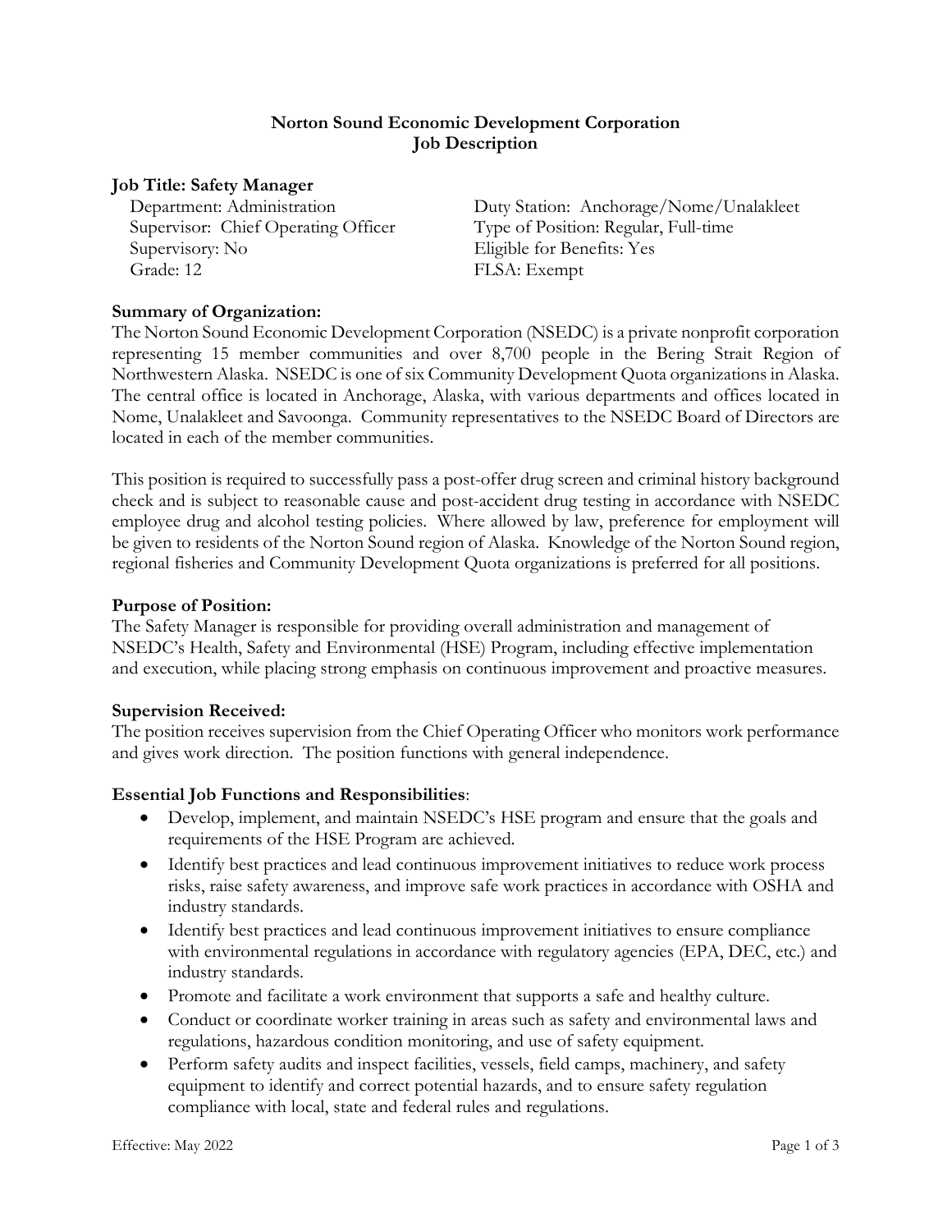# Norton Sound Economic Development Corporation
# Job Description

## Job Title: Safety Manager

| | |
|---|---|
| Department: Administration | Duty Station: Anchorage/Nome/Unalakleet |
| Supervisor: Chief Operating Officer | Type of Position: Regular, Full-time |
| Supervisory: No | Eligible for Benefits: Yes |
| Grade: 12 | FLSA: Exempt |

### Summary of Organization:

The Norton Sound Economic Development Corporation (NSEDC) is a private nonprofit corporation representing 15 member communities and over 8,700 people in the Bering Strait Region of Northwestern Alaska. NSEDC is one of six Community Development Quota organizations in Alaska. The central office is located in Anchorage, Alaska, with various departments and offices located in Nome, Unalakleet and Savoonga. Community representatives to the NSEDC Board of Directors are located in each of the member communities.

This position is required to successfully pass a post-offer drug screen and criminal history background check and is subject to reasonable cause and post-accident drug testing in accordance with NSEDC employee drug and alcohol testing policies. Where allowed by law, preference for employment will be given to residents of the Norton Sound region of Alaska. Knowledge of the Norton Sound region, regional fisheries and Community Development Quota organizations is preferred for all positions.

### Purpose of Position:

The Safety Manager is responsible for providing overall administration and management of NSEDC's Health, Safety and Environmental (HSE) Program, including effective implementation and execution, while placing strong emphasis on continuous improvement and proactive measures.

### Supervision Received:

The position receives supervision from the Chief Operating Officer who monitors work performance and gives work direction. The position functions with general independence.

### Essential Job Functions and Responsibilities:

- Develop, implement, and maintain NSEDC's HSE program and ensure that the goals and requirements of the HSE Program are achieved.
- Identify best practices and lead continuous improvement initiatives to reduce work process risks, raise safety awareness, and improve safe work practices in accordance with OSHA and industry standards.
- Identify best practices and lead continuous improvement initiatives to ensure compliance with environmental regulations in accordance with regulatory agencies (EPA, DEC, etc.) and industry standards.
- Promote and facilitate a work environment that supports a safe and healthy culture.
- Conduct or coordinate worker training in areas such as safety and environmental laws and regulations, hazardous condition monitoring, and use of safety equipment.
- Perform safety audits and inspect facilities, vessels, field camps, machinery, and safety equipment to identify and correct potential hazards, and to ensure safety regulation compliance with local, state and federal rules and regulations.

Effective: May 2022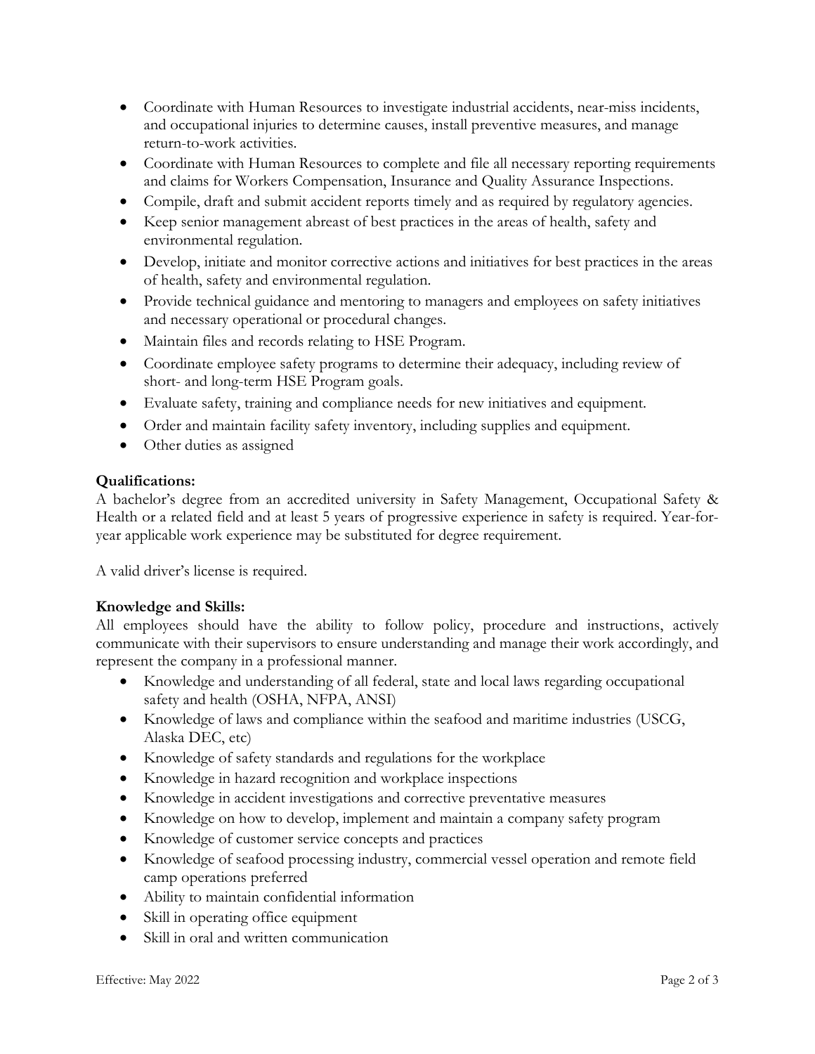- Coordinate with Human Resources to investigate industrial accidents, near-miss incidents, and occupational injuries to determine causes, install preventive measures, and manage return-to-work activities.
- Coordinate with Human Resources to complete and file all necessary reporting requirements and claims for Workers Compensation, Insurance and Quality Assurance Inspections.
- Compile, draft and submit accident reports timely and as required by regulatory agencies.
- Keep senior management abreast of best practices in the areas of health, safety and environmental regulation.
- Develop, initiate and monitor corrective actions and initiatives for best practices in the areas of health, safety and environmental regulation.
- Provide technical guidance and mentoring to managers and employees on safety initiatives and necessary operational or procedural changes.
- Maintain files and records relating to HSE Program.
- Coordinate employee safety programs to determine their adequacy, including review of short- and long-term HSE Program goals.
- Evaluate safety, training and compliance needs for new initiatives and equipment.
- Order and maintain facility safety inventory, including supplies and equipment.
- Other duties as assigned

**Qualifications:**
A bachelor's degree from an accredited university in Safety Management, Occupational Safety & Health or a related field and at least 5 years of progressive experience in safety is required. Year-for-year applicable work experience may be substituted for degree requirement.

A valid driver's license is required.

**Knowledge and Skills:**
All employees should have the ability to follow policy, procedure and instructions, actively communicate with their supervisors to ensure understanding and manage their work accordingly, and represent the company in a professional manner.

- Knowledge and understanding of all federal, state and local laws regarding occupational safety and health (OSHA, NFPA, ANSI)
- Knowledge of laws and compliance within the seafood and maritime industries (USCG, Alaska DEC, etc)
- Knowledge of safety standards and regulations for the workplace
- Knowledge in hazard recognition and workplace inspections
- Knowledge in accident investigations and corrective preventative measures
- Knowledge on how to develop, implement and maintain a company safety program
- Knowledge of customer service concepts and practices
- Knowledge of seafood processing industry, commercial vessel operation and remote field camp operations preferred
- Ability to maintain confidential information
- Skill in operating office equipment
- Skill in oral and written communication

Effective: May 2022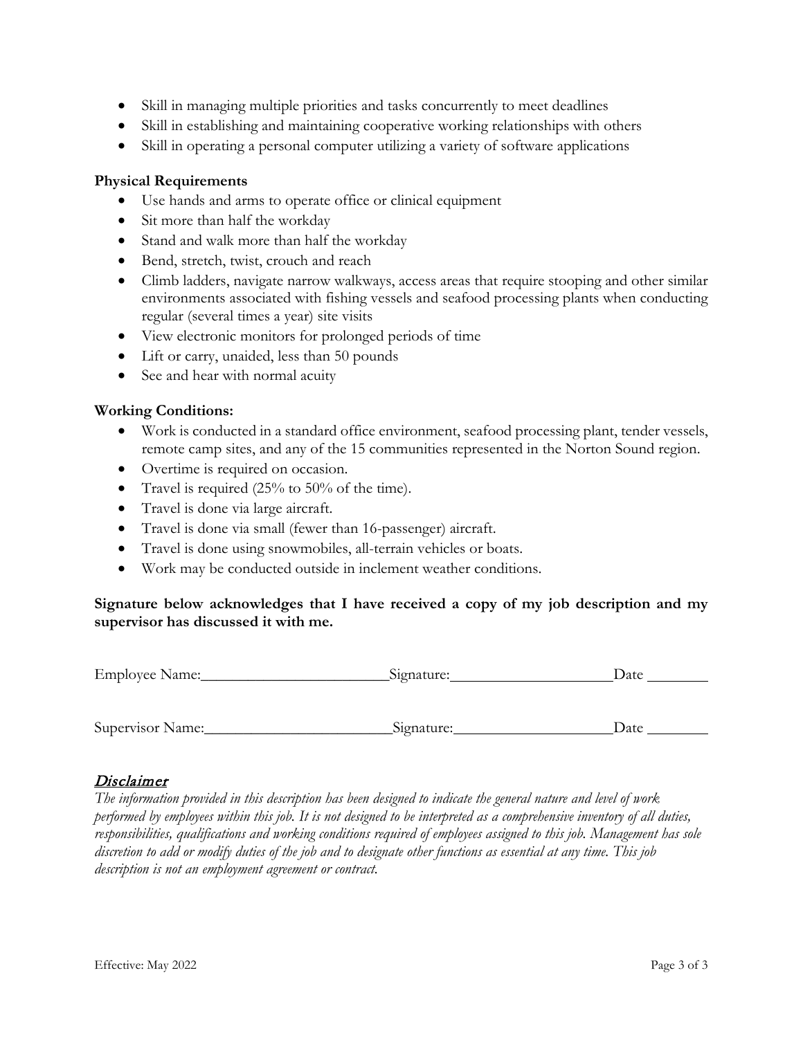- Skill in managing multiple priorities and tasks concurrently to meet deadlines
- Skill in establishing and maintaining cooperative working relationships with others
- Skill in operating a personal computer utilizing a variety of software applications

**Physical Requirements**

- Use hands and arms to operate office or clinical equipment
- Sit more than half the workday
- Stand and walk more than half the workday
- Bend, stretch, twist, crouch and reach
- Climb ladders, navigate narrow walkways, access areas that require stooping and other similar environments associated with fishing vessels and seafood processing plants when conducting regular (several times a year) site visits
- View electronic monitors for prolonged periods of time
- Lift or carry, unaided, less than 50 pounds
- See and hear with normal acuity

**Working Conditions:**

- Work is conducted in a standard office environment, seafood processing plant, tender vessels, remote camp sites, and any of the 15 communities represented in the Norton Sound region.
- Overtime is required on occasion.
- Travel is required (25% to 50% of the time).
- Travel is done via large aircraft.
- Travel is done via small (fewer than 16-passenger) aircraft.
- Travel is done using snowmobiles, all-terrain vehicles or boats.
- Work may be conducted outside in inclement weather conditions.

**Signature below acknowledges that I have received a copy of my job description and my supervisor has discussed it with me.**

Employee Name:________________________ Signature:____________________ Date ________

Supervisor Name:________________________ Signature:____________________ Date ________

## Disclaimer

*The information provided in this description has been designed to indicate the general nature and level of work performed by employees within this job. It is not designed to be interpreted as a comprehensive inventory of all duties, responsibilities, qualifications and working conditions required of employees assigned to this job. Management has sole discretion to add or modify duties of the job and to designate other functions as essential at any time. This job description is not an employment agreement or contract.*

Effective: May 2022